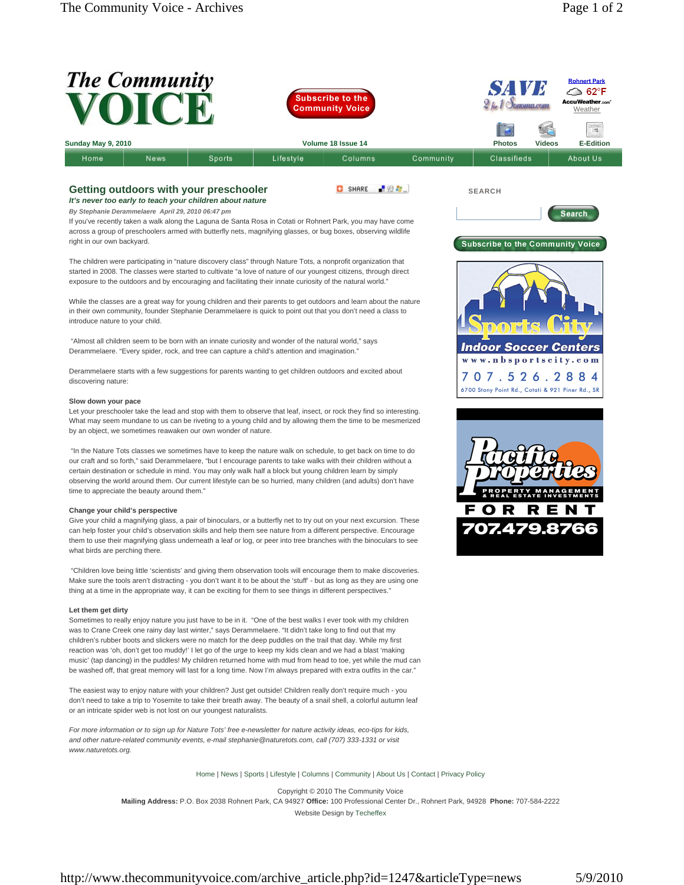# The Community VOICE

Sunday May 9, 2010 — Volume 18 Issue 14

Home | News | Sports | Lifestyle | Columns | Community | Classifieds | About Us

## Getting outdoors with your preschooler

***It's never too early to teach your children about nature***

***By Stephanie Derammelaere April 29, 2010 06:47 pm***

If you've recently taken a walk along the Laguna de Santa Rosa in Cotati or Rohnert Park, you may have come across a group of preschoolers armed with butterfly nets, magnifying glasses, or bug boxes, observing wildlife right in our own backyard.

The children were participating in "nature discovery class" through Nature Tots, a nonprofit organization that started in 2008. The classes were started to cultivate "a love of nature of our youngest citizens, through direct exposure to the outdoors and by encouraging and facilitating their innate curiosity of the natural world."

While the classes are a great way for young children and their parents to get outdoors and learn about the nature in their own community, founder Stephanie Derammelaere is quick to point out that you don't need a class to introduce nature to your child.

"Almost all children seem to be born with an innate curiosity and wonder of the natural world," says Derammelaere. "Every spider, rock, and tree can capture a child's attention and imagination."

Derammelaere starts with a few suggestions for parents wanting to get children outdoors and excited about discovering nature:

**Slow down your pace**

Let your preschooler take the lead and stop with them to observe that leaf, insect, or rock they find so interesting. What may seem mundane to us can be riveting to a young child and by allowing them the time to be mesmerized by an object, we sometimes reawaken our own wonder of nature.

"In the Nature Tots classes we sometimes have to keep the nature walk on schedule, to get back on time to do our craft and so forth," said Derammelaere, "but I encourage parents to take walks with their children without a certain destination or schedule in mind. You may only walk half a block but young children learn by simply observing the world around them. Our current lifestyle can be so hurried, many children (and adults) don't have time to appreciate the beauty around them."

**Change your child's perspective**

Give your child a magnifying glass, a pair of binoculars, or a butterfly net to try out on your next excursion. These can help foster your child's observation skills and help them see nature from a different perspective. Encourage them to use their magnifying glass underneath a leaf or log, or peer into tree branches with the binoculars to see what birds are perching there.

"Children love being little 'scientists' and giving them observation tools will encourage them to make discoveries. Make sure the tools aren't distracting - you don't want it to be about the 'stuff' - but as long as they are using one thing at a time in the appropriate way, it can be exciting for them to see things in different perspectives."

**Let them get dirty**

Sometimes to really enjoy nature you just have to be in it. "One of the best walks I ever took with my children was to Crane Creek one rainy day last winter," says Derammelaere. "It didn't take long to find out that my children's rubber boots and slickers were no match for the deep puddles on the trail that day. While my first reaction was 'oh, don't get too muddy!' I let go of the urge to keep my kids clean and we had a blast 'making music' (tap dancing) in the puddles! My children returned home with mud from head to toe, yet while the mud can be washed off, that great memory will last for a long time. Now I'm always prepared with extra outfits in the car."

The easiest way to enjoy nature with your children? Just get outside! Children really don't require much - you don't need to take a trip to Yosemite to take their breath away. The beauty of a snail shell, a colorful autumn leaf or an intricate spider web is not lost on our youngest naturalists.

*For more information or to sign up for Nature Tots' free e-newsletter for nature activity ideas, eco-tips for kids, and other nature-related community events, e-mail stephanie@naturetots.com, call (707) 333-1331 or visit www.naturetots.org.*

Home | News | Sports | Lifestyle | Columns | Community | About Us | Contact | Privacy Policy

Copyright © 2010 The Community Voice

**Mailing Address:** P.O. Box 2038 Rohnert Park, CA 94927 **Office:** 100 Professional Center Dr., Rohnert Park, 94928 **Phone:** 707-584-2222

Website Design by Techeffex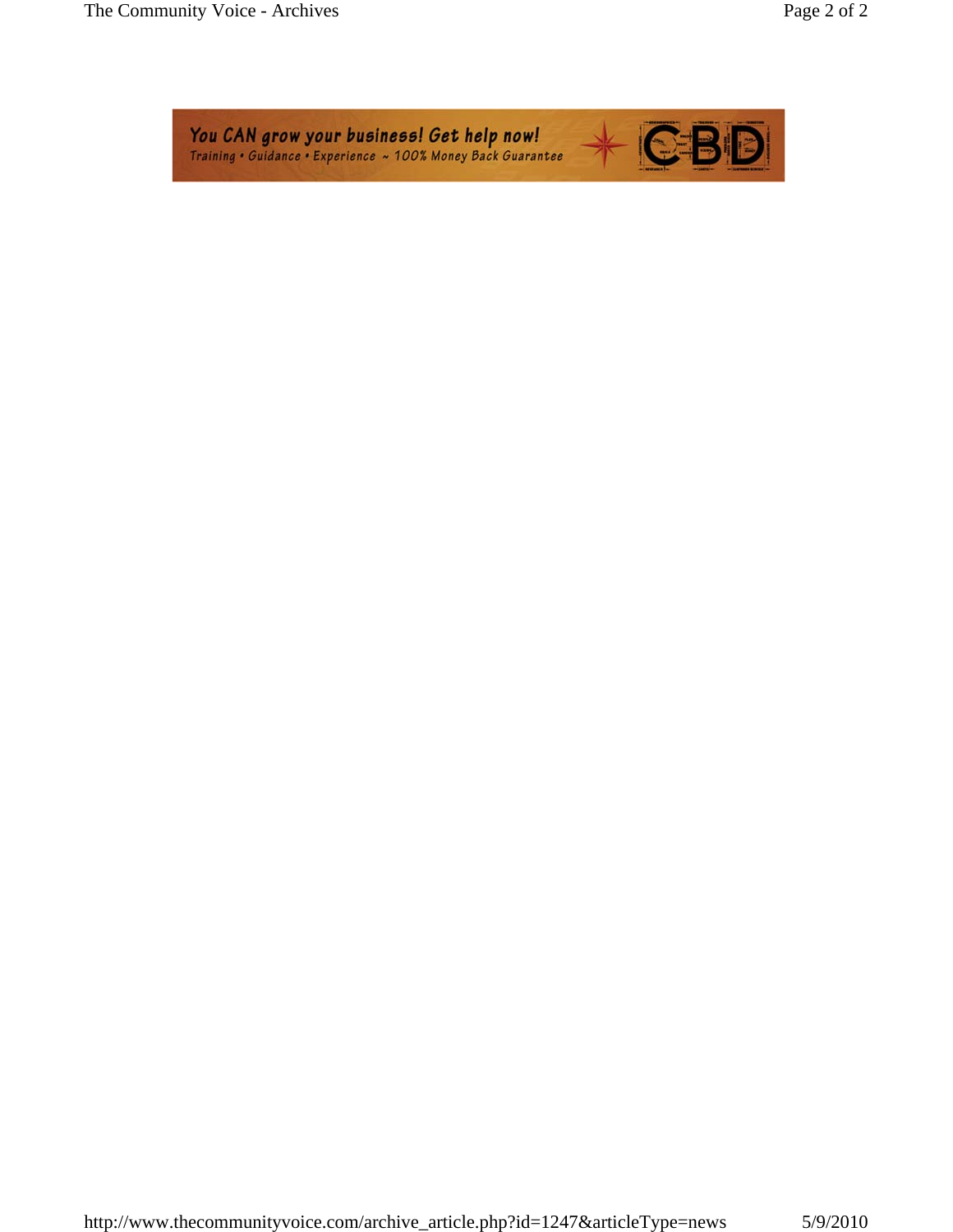You CAN grow your business! Get help now!

Training • Guidance • Experience ~ 100% Money Back Guarantee

CBD